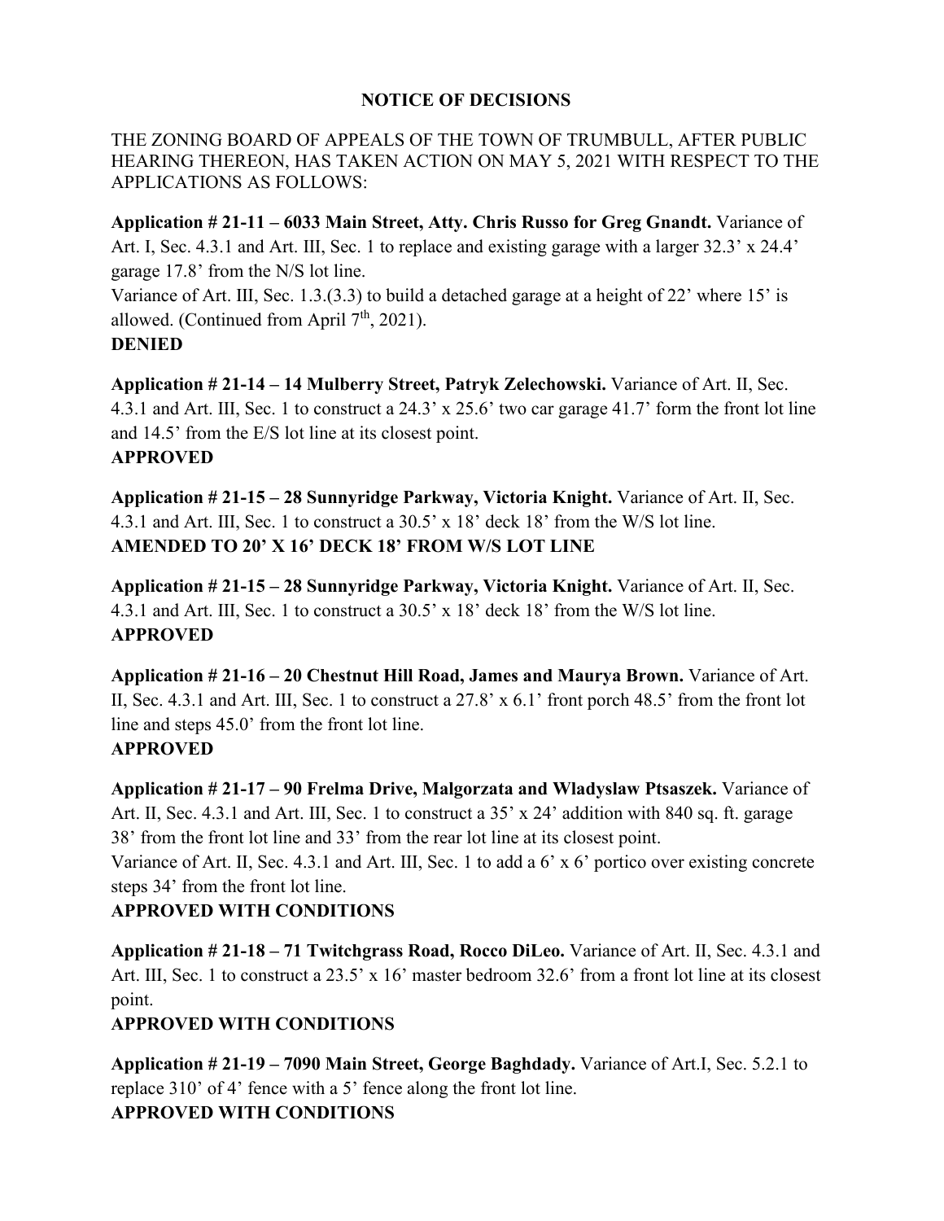## NOTICE OF DECISIONS

THE ZONING BOARD OF APPEALS OF THE TOWN OF TRUMBULL, AFTER PUBLIC HEARING THEREON, HAS TAKEN ACTION ON MAY 5, 2021 WITH RESPECT TO THE APPLICATIONS AS FOLLOWS:

**Application # 21-11 – 6033 Main Street, Atty. Chris Russo for Greg Gnandt.** Variance of Art. I, Sec. 4.3.1 and Art. III, Sec. 1 to replace and existing garage with a larger 32.3' x 24.4' garage 17.8' from the N/S lot line.
Variance of Art. III, Sec. 1.3.(3.3) to build a detached garage at a height of 22' where 15' is allowed. (Continued from April 7th, 2021).
**DENIED**

**Application # 21-14 – 14 Mulberry Street, Patryk Zelechowski.** Variance of Art. II, Sec. 4.3.1 and Art. III, Sec. 1 to construct a 24.3' x 25.6' two car garage 41.7' form the front lot line and 14.5' from the E/S lot line at its closest point.
**APPROVED**

**Application # 21-15 – 28 Sunnyridge Parkway, Victoria Knight.** Variance of Art. II, Sec. 4.3.1 and Art. III, Sec. 1 to construct a 30.5' x 18' deck 18' from the W/S lot line.
**AMENDED TO 20' X 16' DECK 18' FROM W/S LOT LINE**

**Application # 21-15 – 28 Sunnyridge Parkway, Victoria Knight.** Variance of Art. II, Sec. 4.3.1 and Art. III, Sec. 1 to construct a 30.5' x 18' deck 18' from the W/S lot line.
**APPROVED**

**Application # 21-16 – 20 Chestnut Hill Road, James and Maurya Brown.** Variance of Art. II, Sec. 4.3.1 and Art. III, Sec. 1 to construct a 27.8' x 6.1' front porch 48.5' from the front lot line and steps 45.0' from the front lot line.
**APPROVED**

**Application # 21-17 – 90 Frelma Drive, Malgorzata and Wladyslaw Ptsaszek.** Variance of Art. II, Sec. 4.3.1 and Art. III, Sec. 1 to construct a 35' x 24' addition with 840 sq. ft. garage 38' from the front lot line and 33' from the rear lot line at its closest point.
Variance of Art. II, Sec. 4.3.1 and Art. III, Sec. 1 to add a 6' x 6' portico over existing concrete steps 34' from the front lot line.
**APPROVED WITH CONDITIONS**

**Application # 21-18 – 71 Twitchgrass Road, Rocco DiLeo.** Variance of Art. II, Sec. 4.3.1 and Art. III, Sec. 1 to construct a 23.5' x 16' master bedroom 32.6' from a front lot line at its closest point.
**APPROVED WITH CONDITIONS**

**Application # 21-19 – 7090 Main Street, George Baghdady.** Variance of Art.I, Sec. 5.2.1 to replace 310' of 4' fence with a 5' fence along the front lot line.
**APPROVED WITH CONDITIONS**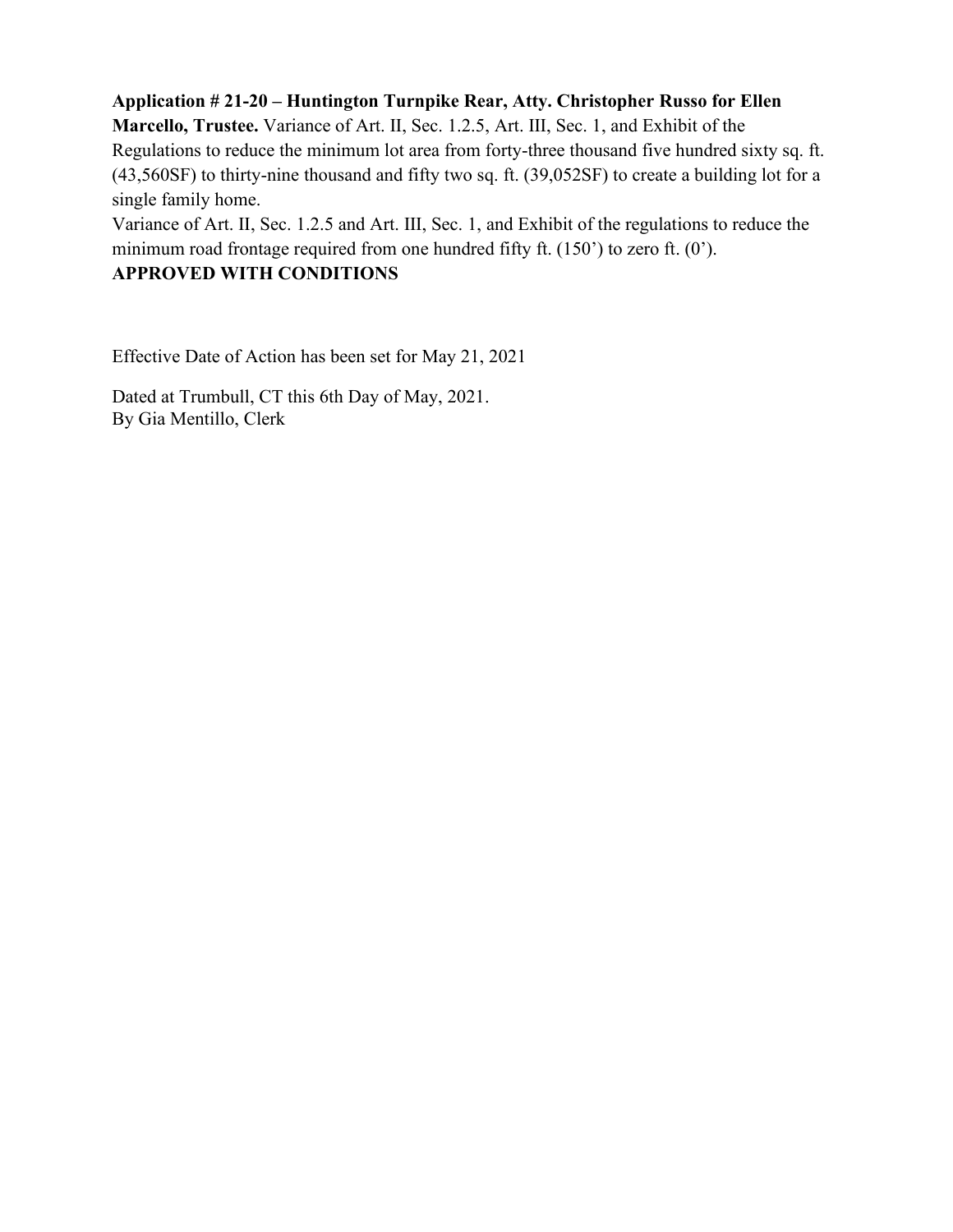**Application # 21-20 – Huntington Turnpike Rear, Atty. Christopher Russo for Ellen Marcello, Trustee.** Variance of Art. II, Sec. 1.2.5, Art. III, Sec. 1, and Exhibit of the Regulations to reduce the minimum lot area from forty-three thousand five hundred sixty sq. ft. (43,560SF) to thirty-nine thousand and fifty two sq. ft. (39,052SF) to create a building lot for a single family home.

Variance of Art. II, Sec. 1.2.5 and Art. III, Sec. 1, and Exhibit of the regulations to reduce the minimum road frontage required from one hundred fifty ft. (150') to zero ft. (0').

**APPROVED WITH CONDITIONS**

Effective Date of Action has been set for May 21, 2021

Dated at Trumbull, CT this 6th Day of May, 2021.
By Gia Mentillo, Clerk